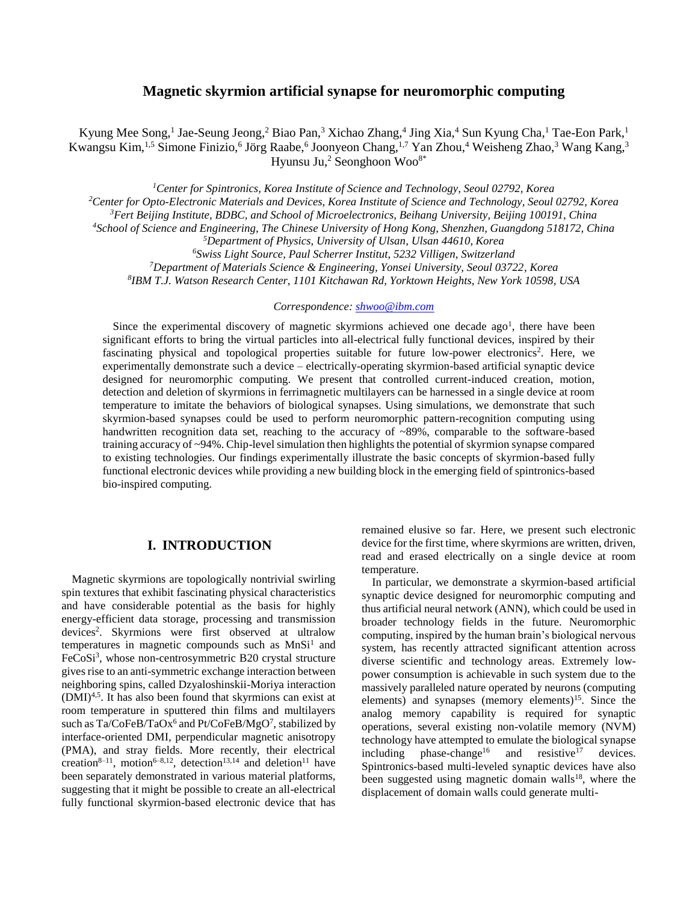# Magnetic skyrmion artificial synapse for neuromorphic computing

Kyung Mee Song,[1] Jae-Seung Jeong,[2] Biao Pan,[3] Xichao Zhang,[4] Jing Xia,[4] Sun Kyung Cha,[1] Tae-Eon Park,[1] Kwangsu Kim,[1,5] Simone Finizio,[6] Jörg Raabe,[6] Joonyeon Chang,[1,7] Yan Zhou,[4] Weisheng Zhao,[3] Wang Kang,[3] Hyunsu Ju,[2] Seonghoon Woo[8*]

*[1]Center for Spintronics, Korea Institute of Science and Technology, Seoul 02792, Korea*
*[2]Center for Opto-Electronic Materials and Devices, Korea Institute of Science and Technology, Seoul 02792, Korea*
*[3]Fert Beijing Institute, BDBC, and School of Microelectronics, Beihang University, Beijing 100191, China*
*[4]School of Science and Engineering, The Chinese University of Hong Kong, Shenzhen, Guangdong 518172, China*
*[5]Department of Physics, University of Ulsan, Ulsan 44610, Korea*
*[6]Swiss Light Source, Paul Scherrer Institut, 5232 Villigen, Switzerland*
*[7]Department of Materials Science & Engineering, Yonsei University, Seoul 03722, Korea*
*[8]IBM T.J. Watson Research Center, 1101 Kitchawan Rd, Yorktown Heights, New York 10598, USA*

*Correspondence: shwoo@ibm.com*

Since the experimental discovery of magnetic skyrmions achieved one decade ago[1], there have been significant efforts to bring the virtual particles into all-electrical fully functional devices, inspired by their fascinating physical and topological properties suitable for future low-power electronics[2]. Here, we experimentally demonstrate such a device – electrically-operating skyrmion-based artificial synaptic device designed for neuromorphic computing. We present that controlled current-induced creation, motion, detection and deletion of skyrmions in ferrimagnetic multilayers can be harnessed in a single device at room temperature to imitate the behaviors of biological synapses. Using simulations, we demonstrate that such skyrmion-based synapses could be used to perform neuromorphic pattern-recognition computing using handwritten recognition data set, reaching to the accuracy of ~89%, comparable to the software-based training accuracy of ~94%. Chip-level simulation then highlights the potential of skyrmion synapse compared to existing technologies. Our findings experimentally illustrate the basic concepts of skyrmion-based fully functional electronic devices while providing a new building block in the emerging field of spintronics-based bio-inspired computing.

## I. INTRODUCTION

Magnetic skyrmions are topologically nontrivial swirling spin textures that exhibit fascinating physical characteristics and have considerable potential as the basis for highly energy-efficient data storage, processing and transmission devices[2]. Skyrmions were first observed at ultralow temperatures in magnetic compounds such as MnSi[1] and FeCoSi[3], whose non-centrosymmetric B20 crystal structure gives rise to an anti-symmetric exchange interaction between neighboring spins, called Dzyaloshinskii-Moriya interaction (DMI)[4,5]. It has also been found that skyrmions can exist at room temperature in sputtered thin films and multilayers such as Ta/CoFeB/TaOx[6] and Pt/CoFeB/MgO[7], stabilized by interface-oriented DMI, perpendicular magnetic anisotropy (PMA), and stray fields. More recently, their electrical creation[8–11], motion[6–8,12], detection[13,14] and deletion[11] have been separately demonstrated in various material platforms, suggesting that it might be possible to create an all-electrical fully functional skyrmion-based electronic device that has remained elusive so far. Here, we present such electronic device for the first time, where skyrmions are written, driven, read and erased electrically on a single device at room temperature.

In particular, we demonstrate a skyrmion-based artificial synaptic device designed for neuromorphic computing and thus artificial neural network (ANN), which could be used in broader technology fields in the future. Neuromorphic computing, inspired by the human brain's biological nervous system, has recently attracted significant attention across diverse scientific and technology areas. Extremely low-power consumption is achievable in such system due to the massively paralleled nature operated by neurons (computing elements) and synapses (memory elements)[15]. Since the analog memory capability is required for synaptic operations, several existing non-volatile memory (NVM) technology have attempted to emulate the biological synapse including phase-change[16] and resistive[17] devices. Spintronics-based multi-leveled synaptic devices have also been suggested using magnetic domain walls[18], where the displacement of domain walls could generate multi-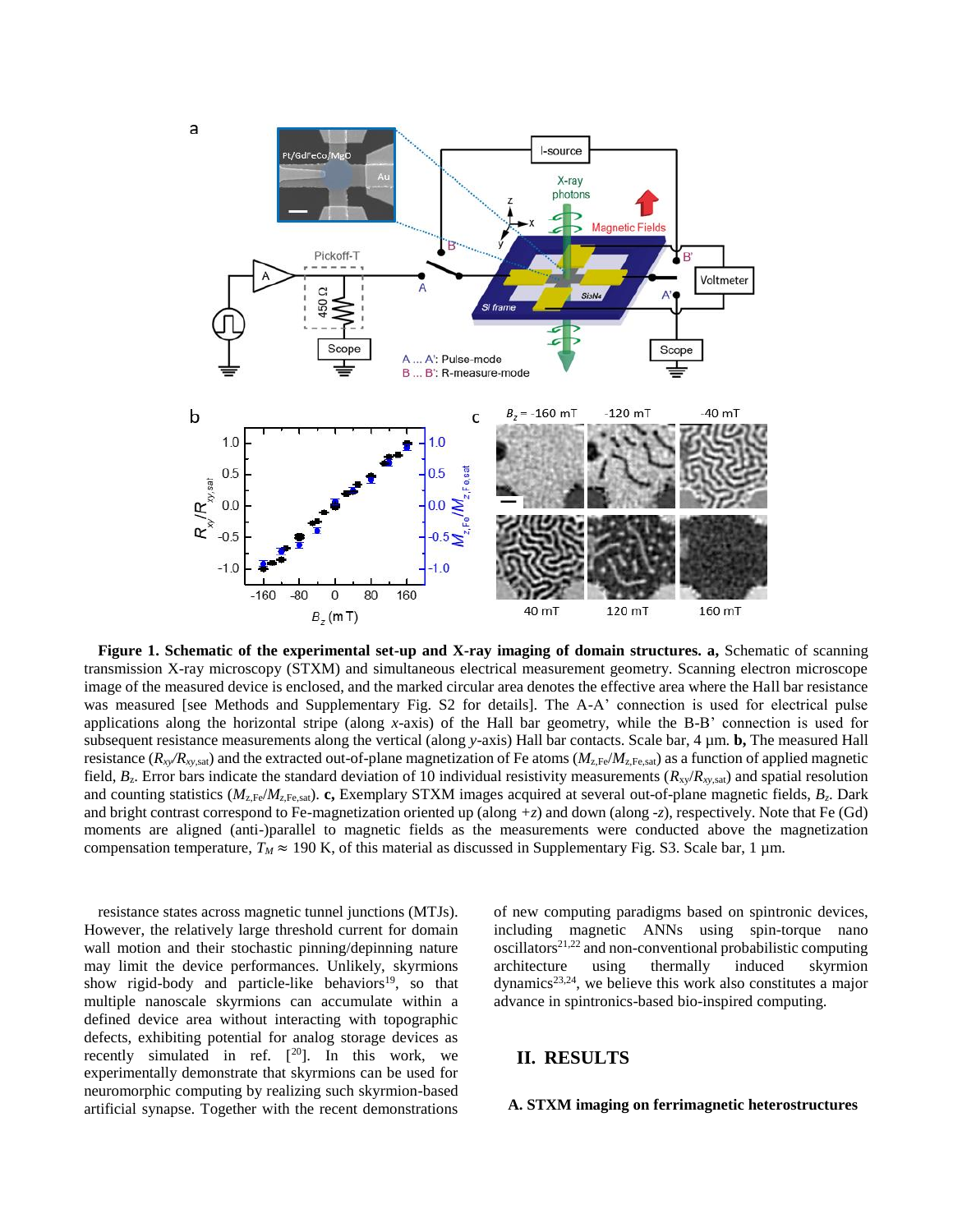**Figure 1. Schematic of the experimental set-up and X-ray imaging of domain structures. a,** Schematic of scanning transmission X-ray microscopy (STXM) and simultaneous electrical measurement geometry. Scanning electron microscope image of the measured device is enclosed, and the marked circular area denotes the effective area where the Hall bar resistance was measured [see Methods and Supplementary Fig. S2 for details]. The A-A' connection is used for electrical pulse applications along the horizontal stripe (along *x*-axis) of the Hall bar geometry, while the B-B' connection is used for subsequent resistance measurements along the vertical (along *y*-axis) Hall bar contacts. Scale bar, 4 µm. **b,** The measured Hall resistance ($R_{xy}/R_{xy,\mathrm{sat}}$) and the extracted out-of-plane magnetization of Fe atoms ($M_{z,\mathrm{Fe}}/M_{z,\mathrm{Fe,sat}}$) as a function of applied magnetic field, $B_z$. Error bars indicate the standard deviation of 10 individual resistivity measurements ($R_{xy}/R_{xy,\mathrm{sat}}$) and spatial resolution and counting statistics ($M_{z,\mathrm{Fe}}/M_{z,\mathrm{Fe,sat}}$). **c,** Exemplary STXM images acquired at several out-of-plane magnetic fields, $B_z$. Dark and bright contrast correspond to Fe-magnetization oriented up (along +*z*) and down (along -*z*), respectively. Note that Fe (Gd) moments are aligned (anti-)parallel to magnetic fields as the measurements were conducted above the magnetization compensation temperature, $T_M \approx$ 190 K, of this material as discussed in Supplementary Fig. S3. Scale bar, 1 µm.

resistance states across magnetic tunnel junctions (MTJs). However, the relatively large threshold current for domain wall motion and their stochastic pinning/depinning nature may limit the device performances. Unlikely, skyrmions show rigid-body and particle-like behaviors[19], so that multiple nanoscale skyrmions can accumulate within a defined device area without interacting with topographic defects, exhibiting potential for analog storage devices as recently simulated in ref. [[20]]. In this work, we experimentally demonstrate that skyrmions can be used for neuromorphic computing by realizing such skyrmion-based artificial synapse. Together with the recent demonstrations of new computing paradigms based on spintronic devices, including magnetic ANNs using spin-torque nano oscillators[21,22] and non-conventional probabilistic computing architecture using thermally induced skyrmion dynamics[23,24], we believe this work also constitutes a major advance in spintronics-based bio-inspired computing.

## II. RESULTS

### A. STXM imaging on ferrimagnetic heterostructures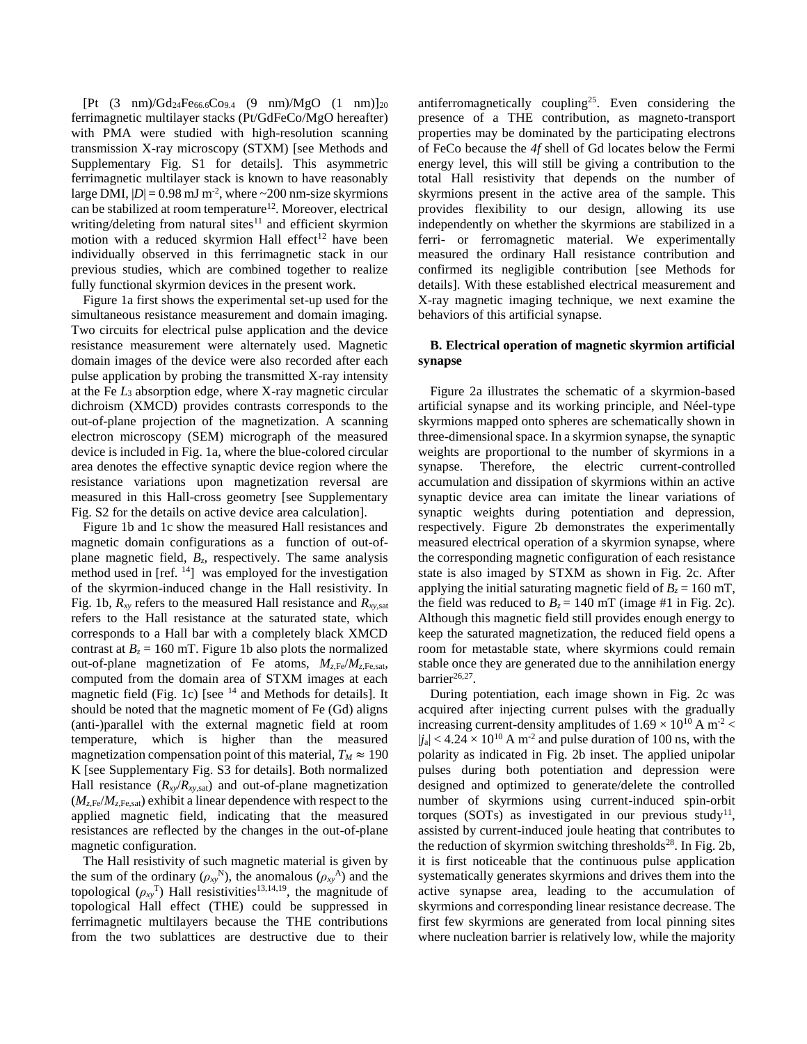[Pt (3 nm)/$Gd_{24}Fe_{66.6}Co_{9.4}$ (9 nm)/MgO (1 nm)]$_{20}$ ferrimagnetic multilayer stacks (Pt/GdFeCo/MgO hereafter) with PMA were studied with high-resolution scanning transmission X-ray microscopy (STXM) [see Methods and Supplementary Fig. S1 for details]. This asymmetric ferrimagnetic multilayer stack is known to have reasonably large DMI, $|D| = 0.98$ mJ m$^{-2}$, where ~200 nm-size skyrmions can be stabilized at room temperature[12]. Moreover, electrical writing/deleting from natural sites[11] and efficient skyrmion motion with a reduced skyrmion Hall effect[12] have been individually observed in this ferrimagnetic stack in our previous studies, which are combined together to realize fully functional skyrmion devices in the present work.

Figure 1a first shows the experimental set-up used for the simultaneous resistance measurement and domain imaging. Two circuits for electrical pulse application and the device resistance measurement were alternately used. Magnetic domain images of the device were also recorded after each pulse application by probing the transmitted X-ray intensity at the Fe $L_3$ absorption edge, where X-ray magnetic circular dichroism (XMCD) provides contrasts corresponds to the out-of-plane projection of the magnetization. A scanning electron microscopy (SEM) micrograph of the measured device is included in Fig. 1a, where the blue-colored circular area denotes the effective synaptic device region where the resistance variations upon magnetization reversal are measured in this Hall-cross geometry [see Supplementary Fig. S2 for the details on active device area calculation].

Figure 1b and 1c show the measured Hall resistances and magnetic domain configurations as a function of out-of-plane magnetic field, $B_z$, respectively. The same analysis method used in [ref. [14]] was employed for the investigation of the skyrmion-induced change in the Hall resistivity. In Fig. 1b, $R_{xy}$ refers to the measured Hall resistance and $R_{xy,\mathrm{sat}}$ refers to the Hall resistance at the saturated state, which corresponds to a Hall bar with a completely black XMCD contrast at $B_z = 160$ mT. Figure 1b also plots the normalized out-of-plane magnetization of Fe atoms, $M_{z,\mathrm{Fe}}/M_{z,\mathrm{Fe,sat}}$, computed from the domain area of STXM images at each magnetic field (Fig. 1c) [see [14] and Methods for details]. It should be noted that the magnetic moment of Fe (Gd) aligns (anti-)parallel with the external magnetic field at room temperature, which is higher than the measured magnetization compensation point of this material, $T_M \approx 190$ K [see Supplementary Fig. S3 for details]. Both normalized Hall resistance ($R_{xy}/R_{xy,\mathrm{sat}}$) and out-of-plane magnetization ($M_{z,\mathrm{Fe}}/M_{z,\mathrm{sat}}$) exhibit a linear dependence with respect to the applied magnetic field, indicating that the measured resistances are reflected by the changes in the out-of-plane magnetic configuration.

The Hall resistivity of such magnetic material is given by the sum of the ordinary ($\rho_{xy}^{\mathrm{N}}$), the anomalous ($\rho_{xy}^{\mathrm{A}}$) and the topological ($\rho_{xy}^{\mathrm{T}}$) Hall resistivities[13,14,19], the magnitude of topological Hall effect (THE) could be suppressed in ferrimagnetic multilayers because the THE contributions from the two sublattices are destructive due to their antiferromagnetically coupling[25]. Even considering the presence of a THE contribution, as magneto-transport properties may be dominated by the participating electrons of FeCo because the *4f* shell of Gd locates below the Fermi energy level, this will still be giving a contribution to the total Hall resistivity that depends on the number of skyrmions present in the active area of the sample. This provides flexibility to our design, allowing its use independently on whether the skyrmions are stabilized in a ferri- or ferromagnetic material. We experimentally measured the ordinary Hall resistance contribution and confirmed its negligible contribution [see Methods for details]. With these established electrical measurement and X-ray magnetic imaging technique, we next examine the behaviors of this artificial synapse.

### B. Electrical operation of magnetic skyrmion artificial synapse

Figure 2a illustrates the schematic of a skyrmion-based artificial synapse and its working principle, and Néel-type skyrmions mapped onto spheres are schematically shown in three-dimensional space. In a skyrmion synapse, the synaptic weights are proportional to the number of skyrmions in a synapse. Therefore, the electric current-controlled accumulation and dissipation of skyrmions within an active synaptic device area can imitate the linear variations of synaptic weights during potentiation and depression, respectively. Figure 2b demonstrates the experimentally measured electrical operation of a skyrmion synapse, where the corresponding magnetic configuration of each resistance state is also imaged by STXM as shown in Fig. 2c. After applying the initial saturating magnetic field of $B_z = 160$ mT, the field was reduced to $B_z = 140$ mT (image #1 in Fig. 2c). Although this magnetic field still provides enough energy to keep the saturated magnetization, the reduced field opens a room for metastable state, where skyrmions could remain stable once they are generated due to the annihilation energy barrier[26,27].

During potentiation, each image shown in Fig. 2c was acquired after injecting current pulses with the gradually increasing current-density amplitudes of $1.69 \times 10^{10}$ A m$^{-2}$ < $|j_a| < 4.24 \times 10^{10}$ A m$^{-2}$ and pulse duration of 100 ns, with the polarity as indicated in Fig. 2b inset. The applied unipolar pulses during both potentiation and depression were designed and optimized to generate/delete the controlled number of skyrmions using current-induced spin-orbit torques (SOTs) as investigated in our previous study[11], assisted by current-induced joule heating that contributes to the reduction of skyrmion switching thresholds[28]. In Fig. 2b, it is first noticeable that the continuous pulse application systematically generates skyrmions and drives them into the active synapse area, leading to the accumulation of skyrmions and corresponding linear resistance decrease. The first few skyrmions are generated from local pinning sites where nucleation barrier is relatively low, while the majority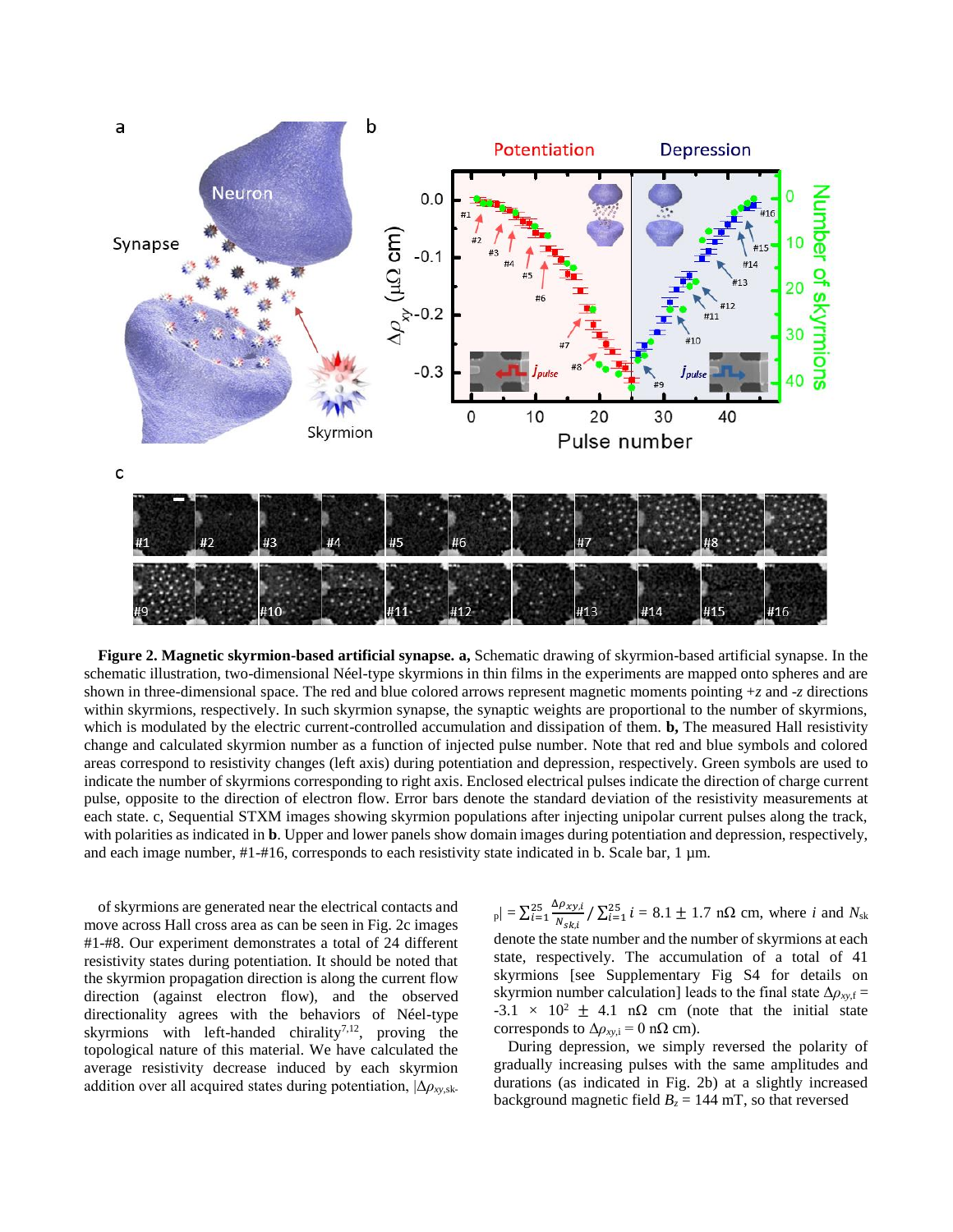**Figure 2. Magnetic skyrmion-based artificial synapse. a,** Schematic drawing of skyrmion-based artificial synapse. In the schematic illustration, two-dimensional Néel-type skyrmions in thin films in the experiments are mapped onto spheres and are shown in three-dimensional space. The red and blue colored arrows represent magnetic moments pointing +*z* and -*z* directions within skyrmions, respectively. In such skyrmion synapse, the synaptic weights are proportional to the number of skyrmions, which is modulated by the electric current-controlled accumulation and dissipation of them. **b,** The measured Hall resistivity change and calculated skyrmion number as a function of injected pulse number. Note that red and blue symbols and colored areas correspond to resistivity changes (by left axis) during potentiation and depression, respectively. Green symbols are used to indicate the number of skyrmions corresponding to right axis. Enclosed electrical pulses indicate the direction of charge current pulse, opposite to the direction of electron flow. Error bars denote the standard deviation of the resistivity measurements at each state. c, Sequential STXM images showing skyrmion populations after injecting unipolar current pulses along the track, with polarities as indicated in **b**. Upper and lower panels show domain images during potentiation and depression, respectively, and each image number, #1-#16, corresponds to each resistivity state indicated in b. Scale bar, 1 μm.

of skyrmions are generated near the electrical contacts and move across Hall cross area as can be seen in Fig. 2c images #1-#8. Our experiment demonstrates a total of 24 different resistivity states during potentiation. It should be noted that the skyrmion propagation direction is along the current flow direction (against electron flow), and the observed directionality agrees with the behaviors of Néel-type skyrmions with left-handed chirality[7,12], proving the topological nature of this material. We have calculated the average resistivity decrease induced by each skyrmion addition over all acquired states during potentiation, $|\Delta\rho_{xy,\text{sk-p}}| = \sum_{i=1}^{25} \frac{\Delta\rho_{xy,i}}{N_{sk,i}} / \sum_{i=1}^{25} i = 8.1 \pm 1.7$ nΩ cm, where $i$ and $N_{\text{sk}}$ denote the state number and the number of skyrmions at each state, respectively. The accumulation of a total of 41 skyrmions [see Supplementary Fig S4 for details on skyrmion number calculation] leads to the final state $\Delta\rho_{xy,\text{f}} = -3.1 \times 10^2 \pm 4.1$ nΩ cm (note that the initial state corresponds to $\Delta\rho_{xy,\text{i}} = 0$ nΩ cm).

During depression, we simply reversed the polarity of gradually increasing pulses with the same amplitudes and durations (as indicated in Fig. 2b) at a slightly increased background magnetic field $B_z = 144$ mT, so that reversed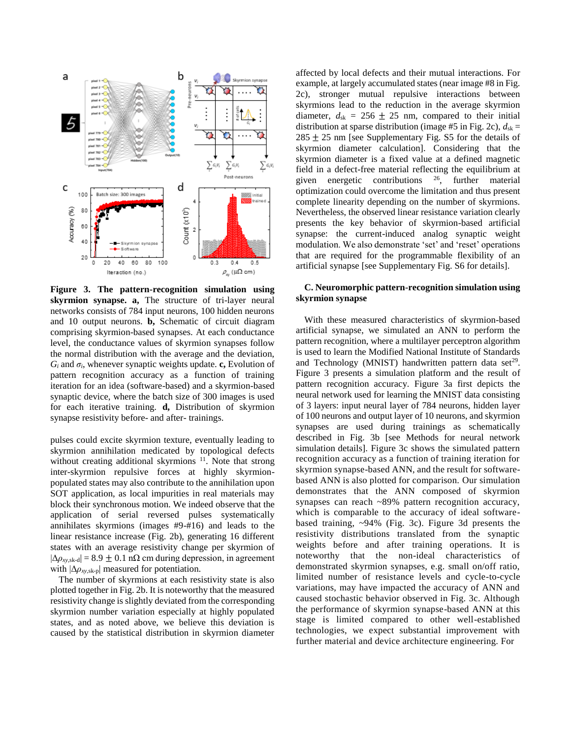**Figure 3. The pattern-recognition simulation using skyrmion synapse. a,** The structure of tri-layer neural networks consists of 784 input neurons, 100 hidden neurons and 10 output neurons. **b,** Schematic of circuit diagram comprising skyrmion-based synapses. At each conductance level, the conductance values of skyrmion synapses follow the normal distribution with the average and the deviation, $G_i$ and $\sigma_i$, whenever synaptic weights update. **c,** Evolution of pattern recognition accuracy as a function of training iteration for an idea (software-based) and a skyrmion-based synaptic device, where the batch size of 300 images is used for each iterative training. **d,** Distribution of skyrmion synapse resistivity before- and after- trainings.

pulses could excite skyrmion texture, eventually leading to skyrmion annihilation medicated by topological defects without creating additional skyrmions [11]. Note that strong inter-skyrmion repulsive forces at highly skyrmion-populated states may also contribute to the annihilation upon SOT application, as local impurities in real materials may block their synchronous motion. We indeed observe that the application of serial reversed pulses systematically annihilates skyrmions (images #9-#16) and leads to the linear resistance increase (Fig. 2b), generating 16 different states with an average resistivity change per skyrmion of $|\Delta\rho_{xy,\text{sk-d}}| = 8.9 \pm 0.1$ nΩ cm during depression, in agreement with $|\Delta\rho_{xy,\text{sk-p}}|$ measured for potentiation.

The number of skyrmions at each resistivity state is also plotted together in Fig. 2b. It is noteworthy that the measured resistivity change is slightly deviated from the corresponding skyrmion number variation especially at highly populated states, and as noted above, we believe this deviation is caused by the statistical distribution in skyrmion diameter affected by local defects and their mutual interactions. For example, at largely accumulated states (near image #8 in Fig. 2c), stronger mutual repulsive interactions between skyrmions lead to the reduction in the average skyrmion diameter, $d_{\text{sk}} = 256 \pm 25$ nm, compared to their initial distribution at sparse distribution (image #5 in Fig. 2c), $d_{\text{sk}} = 285 \pm 25$ nm [see Supplementary Fig. S5 for the details of skyrmion diameter calculation]. Considering that the skyrmion diameter is a fixed value at a defined magnetic field in a defect-free material reflecting the equilibrium at given energetic contributions [26], further material optimization could overcome the limitation and thus present complete linearity depending on the number of skyrmions. Nevertheless, the observed linear resistance variation clearly presents the key behavior of skyrmion-based artificial synapse: the current-induced analog synaptic weight modulation. We also demonstrate 'set' and 'reset' operations that are required for the programmable flexibility of an artificial synapse [see Supplementary Fig. S6 for details].

## C. Neuromorphic pattern-recognition simulation using skyrmion synapse

With these measured characteristics of skyrmion-based artificial synapse, we simulated an ANN to perform the pattern recognition, where a multilayer perceptron algorithm is used to learn the Modified National Institute of Standards and Technology (MNIST) handwritten pattern data set[29]. Figure 3 presents a simulation platform and the result of pattern recognition accuracy. Figure 3a first depicts the neural network used for learning the MNIST data consisting of 3 layers: input neural layer of 784 neurons, hidden layer of 100 neurons and output layer of 10 neurons, and skyrmion synapses are used during trainings as schematically described in Fig. 3b [see Methods for neural network simulation details]. Figure 3c shows the simulated pattern recognition accuracy as a function of training iteration for skyrmion synapse-based ANN, and the result for software-based ANN is also plotted for comparison. Our simulation demonstrates that the ANN composed of skyrmion synapses can reach ~89% pattern recognition accuracy, which is comparable to the accuracy of ideal software-based training, ~94% (Fig. 3c). Figure 3d presents the resistivity distributions translated from the synaptic weights before and after training operations. It is noteworthy that the non-ideal characteristics of demonstrated skyrmion synapses, e.g. small on/off ratio, limited number of resistance levels and cycle-to-cycle variations, may have impacted the accuracy of ANN and caused stochastic behavior observed in Fig. 3c. Although the performance of skyrmion synapse-based ANN at this stage is limited compared to other well-established technologies, we expect substantial improvement with further material and device architecture engineering. For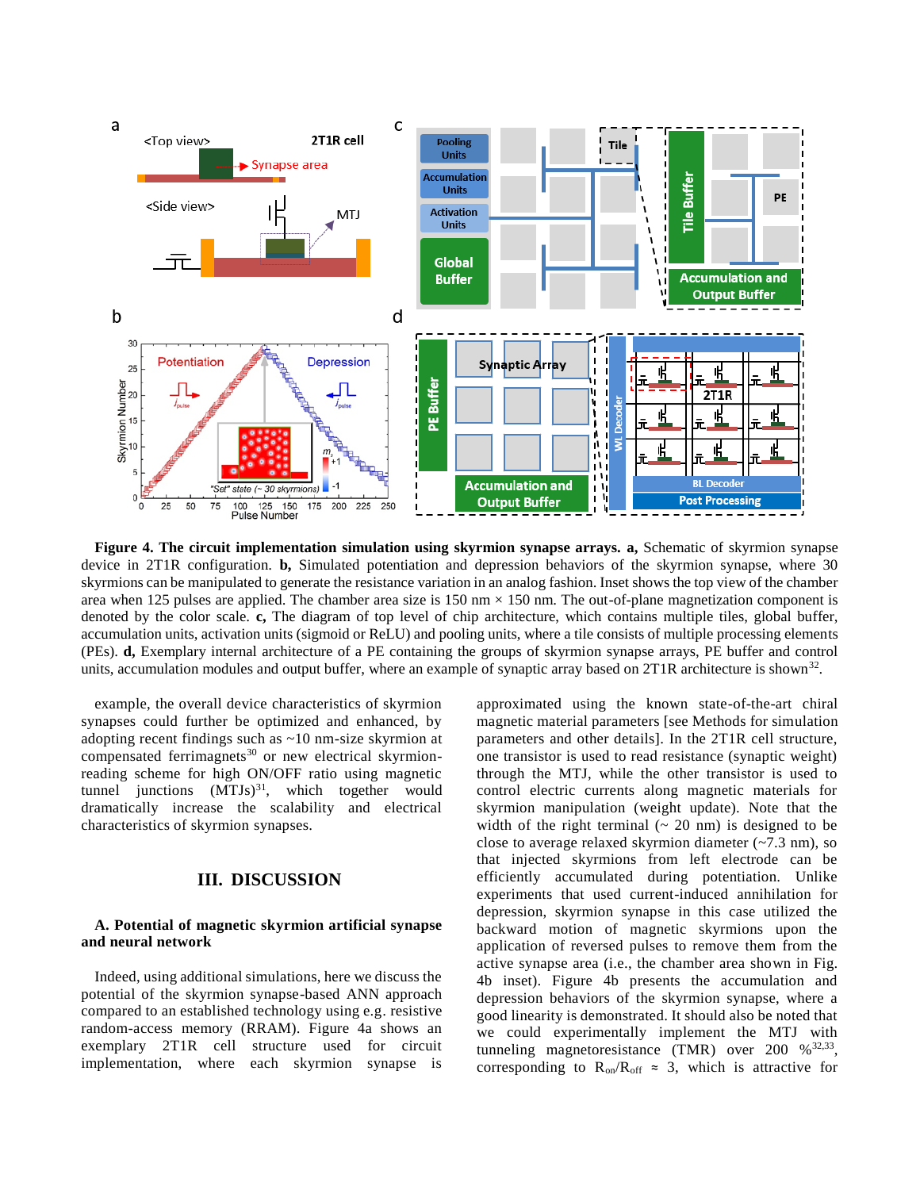**Figure 4. The circuit implementation simulation using skyrmion synapse arrays. a,** Schematic of skyrmion synapse device in 2T1R configuration. **b,** Simulated potentiation and depression behaviors of the skyrmion synapse, where 30 skyrmions can be manipulated to generate the resistance variation in an analog fashion. Inset shows the top view of the chamber area when 125 pulses are applied. The chamber area size is 150 nm × 150 nm. The out-of-plane magnetization component is denoted by the color scale. **c,** The diagram of top level of chip architecture, which contains multiple tiles, global buffer, accumulation units, activation units (sigmoid or ReLU) and pooling units, where a tile consists of multiple processing elements (PEs). **d,** Exemplary internal architecture of a PE containing the groups of skyrmion synapse arrays, PE buffer and control units, accumulation modules and output buffer, where an example of synaptic array based on 2T1R architecture is shown[32].

example, the overall device characteristics of skyrmion synapses could further be optimized and enhanced, by adopting recent findings such as ~10 nm-size skyrmion at compensated ferrimagnets[30] or new electrical skyrmion-reading scheme for high ON/OFF ratio using magnetic tunnel junctions (MTJs)[31], which together would dramatically increase the scalability and electrical characteristics of skyrmion synapses.

## III. DISCUSSION

### A. Potential of magnetic skyrmion artificial synapse and neural network

Indeed, using additional simulations, here we discuss the potential of the skyrmion synapse-based ANN approach compared to an established technology using e.g. resistive random-access memory (RRAM). Figure 4a shows an exemplary 2T1R cell structure used for circuit implementation, where each skyrmion synapse is approximated using the known state-of-the-art chiral magnetic material parameters [see Methods for simulation parameters and other details]. In the 2T1R cell structure, one transistor is used to read resistance (synaptic weight) through the MTJ, while the other transistor is used to control electric currents along magnetic materials for skyrmion manipulation (weight update). Note that the width of the right terminal (~ 20 nm) is designed to be close to average relaxed skyrmion diameter (~7.3 nm), so that injected skyrmions from left electrode can be efficiently accumulated during potentiation. Unlike experiments that used current-induced annihilation for depression, skyrmion synapse in this case utilized the backward motion of magnetic skyrmions upon the application of reversed pulses to remove them from the active synapse area (i.e., the chamber area shown in Fig. 4b inset). Figure 4b presents the accumulation and depression behaviors of the skyrmion synapse, where a good linearity is demonstrated. It should also be noted that we could experimentally implement the MTJ with tunneling magnetoresistance (TMR) over 200 %[32,33], corresponding to $R_{on}/R_{off} \approx 3$, which is attractive for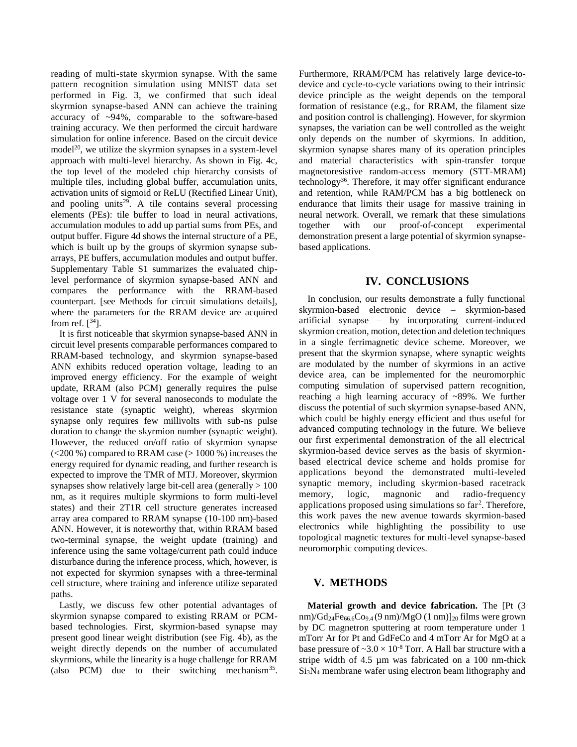reading of multi-state skyrmion synapse. With the same pattern recognition simulation using MNIST data set performed in Fig. 3, we confirmed that such ideal skyrmion synapse-based ANN can achieve the training accuracy of ~94%, comparable to the software-based training accuracy. We then performed the circuit hardware simulation for online inference. Based on the circuit device model[20], we utilize the skyrmion synapses in a system-level approach with multi-level hierarchy. As shown in Fig. 4c, the top level of the modeled chip hierarchy consists of multiple tiles, including global buffer, accumulation units, activation units of sigmoid or ReLU (Rectified Linear Unit), and pooling units[29]. A tile contains several processing elements (PEs): tile buffer to load in neural activations, accumulation modules to add up partial sums from PEs, and output buffer. Figure 4d shows the internal structure of a PE, which is built up by the groups of skyrmion synapse sub-arrays, PE buffers, accumulation modules and output buffer. Supplementary Table S1 summarizes the evaluated chip-level performance of skyrmion synapse-based ANN and compares the performance with the RRAM-based counterpart. [see Methods for circuit simulations details], where the parameters for the RRAM device are acquired from ref. [[34]].

It is first noticeable that skyrmion synapse-based ANN in circuit level presents comparable performances compared to RRAM-based technology, and skyrmion synapse-based ANN exhibits reduced operation voltage, leading to an improved energy efficiency. For the example of weight update, RRAM (also PCM) generally requires the pulse voltage over 1 V for several nanoseconds to modulate the resistance state (synaptic weight), whereas skyrmion synapse only requires few millivolts with sub-ns pulse duration to change the skyrmion number (synaptic weight). However, the reduced on/off ratio of skyrmion synapse (<200 %) compared to RRAM case (> 1000 %) increases the energy required for dynamic reading, and further research is expected to improve the TMR of MTJ. Moreover, skyrmion synapses show relatively large bit-cell area (generally > 100 nm, as it requires multiple skyrmions to form multi-level states) and their 2T1R cell structure generates increased array area compared to RRAM synapse (10-100 nm)-based ANN. However, it is noteworthy that, within RRAM based two-terminal synapse, the weight update (training) and inference using the same voltage/current path could induce disturbance during the inference process, which, however, is not expected for skyrmion synapses with a three-terminal cell structure, where training and inference utilize separated paths.

Lastly, we discuss few other potential advantages of skyrmion synapse compared to existing RRAM or PCM-based technologies. First, skyrmion-based synapse may present good linear weight distribution (see Fig. 4b), as the weight directly depends on the number of accumulated skyrmions, while the linearity is a huge challenge for RRAM (also PCM) due to their switching mechanism[35]. Furthermore, RRAM/PCM has relatively large device-to-device and cycle-to-cycle variations owing to their intrinsic device principle as the weight depends on the temporal formation of resistance (e.g., for RRAM, the filament size and position control is challenging). However, for skyrmion synapses, the variation can be well controlled as the weight only depends on the number of skyrmions. In addition, skyrmion synapse shares many of its operation principles and material characteristics with spin-transfer torque magnetoresistive random-access memory (STT-MRAM) technology[36]. Therefore, it may offer significant endurance and retention, while RAM/PCM has a big bottleneck on endurance that limits their usage for massive training in neural network. Overall, we remark that these simulations together with our proof-of-concept experimental demonstration present a large potential of skyrmion synapse-based applications.

## IV. CONCLUSIONS

In conclusion, our results demonstrate a fully functional skyrmion-based electronic device – skyrmion-based artificial synapse – by incorporating current-induced skyrmion creation, motion, detection and deletion techniques in a single ferrimagnetic device scheme. Moreover, we present that the skyrmion synapse, where synaptic weights are modulated by the number of skyrmions in an active device area, can be implemented for the neuromorphic computing simulation of supervised pattern recognition, reaching a high learning accuracy of ~89%. We further discuss the potential of such skyrmion synapse-based ANN, which could be highly energy efficient and thus useful for advanced computing technology in the future. We believe our first experimental demonstration of the all electrical skyrmion-based device serves as the basis of skyrmion-based electrical device scheme and holds promise for applications beyond the demonstrated multi-leveled synaptic memory, including skyrmion-based racetrack memory, logic, magnonic and radio-frequency applications proposed using simulations so far[2]. Therefore, this work paves the new avenue towards skyrmion-based electronics while highlighting the possibility to use topological magnetic textures for multi-level synapse-based neuromorphic computing devices.

## V. METHODS

**Material growth and device fabrication.** The [Pt (3 nm)/$Gd_{24}Fe_{66.6}Co_{9.4}$ (9 nm)/MgO (1 nm)]$_{20}$ films were grown by DC magnetron sputtering at room temperature under 1 mTorr Ar for Pt and GdFeCo and 4 mTorr Ar for MgO at a base pressure of $\sim 3.0 \times 10^{-8}$ Torr. A Hall bar structure with a stripe width of 4.5 µm was fabricated on a 100 nm-thick $Si_3N_4$ membrane wafer using electron beam lithography and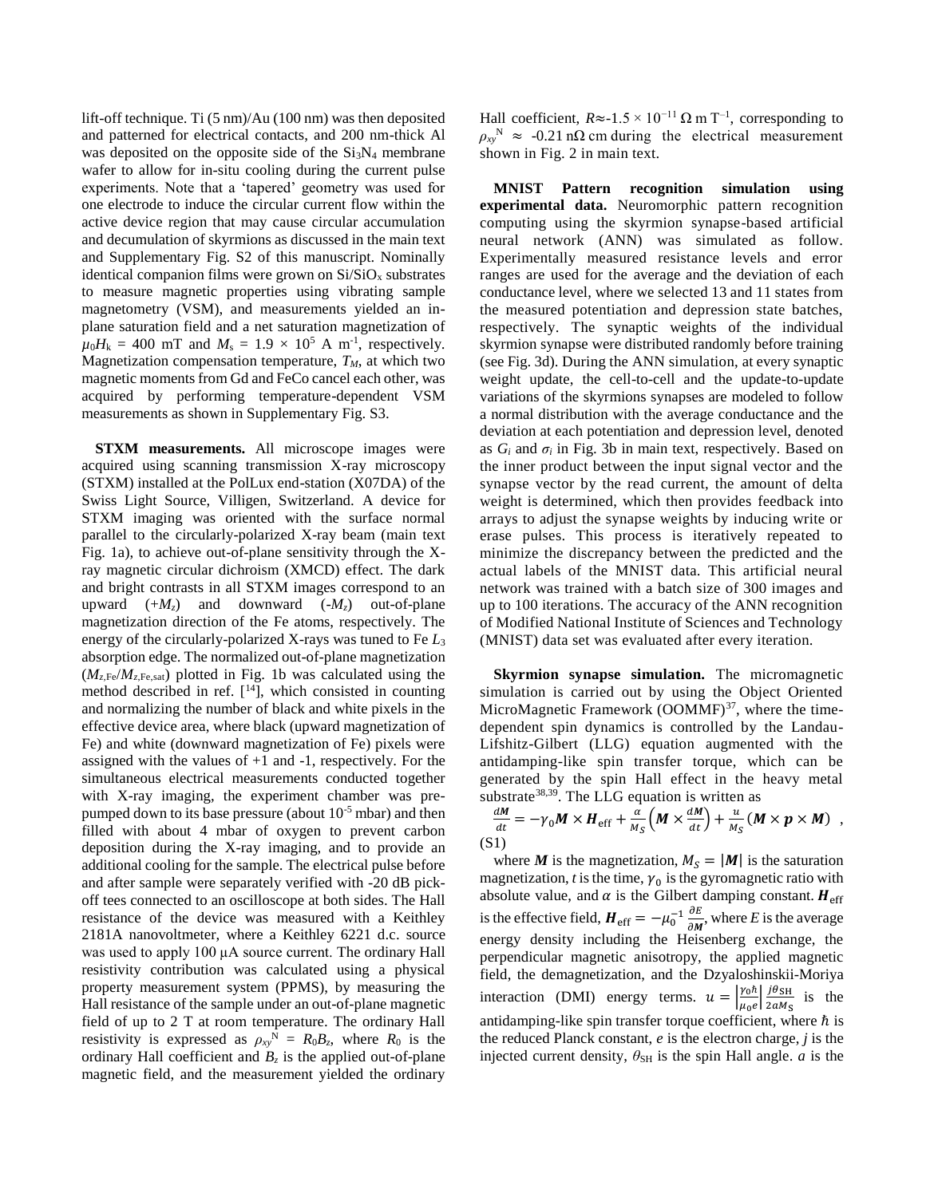lift-off technique. Ti (5 nm)/Au (100 nm) was then deposited and patterned for electrical contacts, and 200 nm-thick Al was deposited on the opposite side of the $Si_3N_4$ membrane wafer to allow for in-situ cooling during the current pulse experiments. Note that a 'tapered' geometry was used for one electrode to induce the circular current flow within the active device region that may cause circular accumulation and decumulation of skyrmions as discussed in the main text and Supplementary Fig. S2 of this manuscript. Nominally identical companion films were grown on $Si/SiO_x$ substrates to measure magnetic properties using vibrating sample magnetometry (VSM), and measurements yielded an in-plane saturation field and a net saturation magnetization of $\mu_0 H_k$ = 400 mT and $M_s = 1.9 \times 10^5$ A m$^{-1}$, respectively. Magnetization compensation temperature, $T_M$, at which two magnetic moments from Gd and FeCo cancel each other, was acquired by performing temperature-dependent VSM measurements as shown in Supplementary Fig. S3.

**STXM measurements.** All microscope images were acquired using scanning transmission X-ray microscopy (STXM) installed at the PolLux end-station (X07DA) of the Swiss Light Source, Villigen, Switzerland. A device for STXM imaging was oriented with the surface normal parallel to the circularly-polarized X-ray beam (main text Fig. 1a), to achieve out-of-plane sensitivity through the X-ray magnetic circular dichroism (XMCD) effect. The dark and bright contrasts in all STXM images correspond to an upward ($+M_z$) and downward ($-M_z$) out-of-plane magnetization direction of the Fe atoms, respectively. The energy of the circularly-polarized X-rays was tuned to Fe $L_3$ absorption edge. The normalized out-of-plane magnetization ($M_{z,\mathrm{Fe}}/M_{z,\mathrm{Fe,sat}}$) plotted in Fig. 1b was calculated using the method described in ref. [14], which consisted in counting and normalizing the number of black and white pixels in the effective device area, where black (upward magnetization of Fe) and white (downward magnetization of Fe) pixels were assigned with the values of +1 and -1, respectively. For the simultaneous electrical measurements conducted together with X-ray imaging, the experiment chamber was pre-pumped down to its base pressure (about $10^{-5}$ mbar) and then filled with about 4 mbar of oxygen to prevent carbon deposition during the X-ray imaging, and to provide an additional cooling for the sample. The electrical pulse before and after sample were separately verified with -20 dB pick-off tees connected to an oscilloscope at both sides. The Hall resistance of the device was measured with a Keithley 2181A nanovoltmeter, where a Keithley 6221 d.c. source was used to apply 100 μA source current. The ordinary Hall resistivity contribution was calculated using a physical property measurement system (PPMS), by measuring the Hall resistance of the sample under an out-of-plane magnetic field of up to 2 T at room temperature. The ordinary Hall resistivity is expressed as $\rho_{xy}^{\mathrm{N}} = R_0 B_z$, where $R_0$ is the ordinary Hall coefficient and $B_z$ is the applied out-of-plane magnetic field, and the measurement yielded the ordinary Hall coefficient, $R \approx -1.5 \times 10^{-11}\ \Omega$ m T$^{-1}$, corresponding to $\rho_{xy}^{\mathrm{N}} \approx$ -0.21 nΩ cm during the electrical measurement shown in Fig. 2 in main text.

**MNIST Pattern recognition simulation using experimental data.** Neuromorphic pattern recognition computing using the skyrmion synapse-based artificial neural network (ANN) was simulated as follow. Experimentally measured resistance levels and error ranges are used for the average and the deviation of each conductance level, where we selected 13 and 11 states from the measured potentiation and depression state batches, respectively. The synaptic weights of the individual skyrmion synapse were distributed randomly before training (see Fig. 3d). During the ANN simulation, at every synaptic weight update, the cell-to-cell and the update-to-update variations of the skyrmions synapses are modeled to follow a normal distribution with the average conductance and the deviation at each potentiation and depression level, denoted as $G_i$ and $\sigma_i$ in Fig. 3b in main text, respectively. Based on the inner product between the input signal vector and the synapse vector by the read current, the amount of delta weight is determined, which then provides feedback into arrays to adjust the synapse weights by inducing write or erase pulses. This process is iteratively repeated to minimize the discrepancy between the predicted and the actual labels of the MNIST data. This artificial neural network was trained with a batch size of 300 images and up to 100 iterations. The accuracy of the ANN recognition of Modified National Institute of Sciences and Technology (MNIST) data set was evaluated after every iteration.

**Skyrmion synapse simulation.** The micromagnetic simulation is carried out by using the Object Oriented MicroMagnetic Framework (OOMMF)[37], where the time-dependent spin dynamics is controlled by the Landau-Lifshitz-Gilbert (LLG) equation augmented with the antidamping-like spin transfer torque, which can be generated by the spin Hall effect in the heavy metal substrate[38,39]. The LLG equation is written as

$$\frac{d\boldsymbol{M}}{dt} = -\gamma_0 \boldsymbol{M} \times \boldsymbol{H}_{\mathrm{eff}} + \frac{\alpha}{M_S}\left(\boldsymbol{M} \times \frac{d\boldsymbol{M}}{dt}\right) + \frac{u}{M_S}(\boldsymbol{M} \times \boldsymbol{p} \times \boldsymbol{M}) \quad , \tag{S1}$$

where $\boldsymbol{M}$ is the magnetization, $M_S = |\boldsymbol{M}|$ is the saturation magnetization, $t$ is the time, $\gamma_0$ is the gyromagnetic ratio with absolute value, and $\alpha$ is the Gilbert damping constant. $\boldsymbol{H}_{\mathrm{eff}}$ is the effective field, $\boldsymbol{H}_{\mathrm{eff}} = -\mu_0^{-1}\frac{\partial E}{\partial \boldsymbol{M}}$, where $E$ is the average energy density including the Heisenberg exchange, the perpendicular magnetic anisotropy, the applied magnetic field, the demagnetization, and the Dzyaloshinskii-Moriya interaction (DMI) energy terms. $u = \left|\frac{\gamma_0 \hbar}{\mu_0 e}\right| \frac{j\theta_{\mathrm{SH}}}{2aM_S}$ is the antidamping-like spin transfer torque coefficient, where $\hbar$ is the reduced Planck constant, $e$ is the electron charge, $j$ is the injected current density, $\theta_{\mathrm{SH}}$ is the spin Hall angle. $a$ is the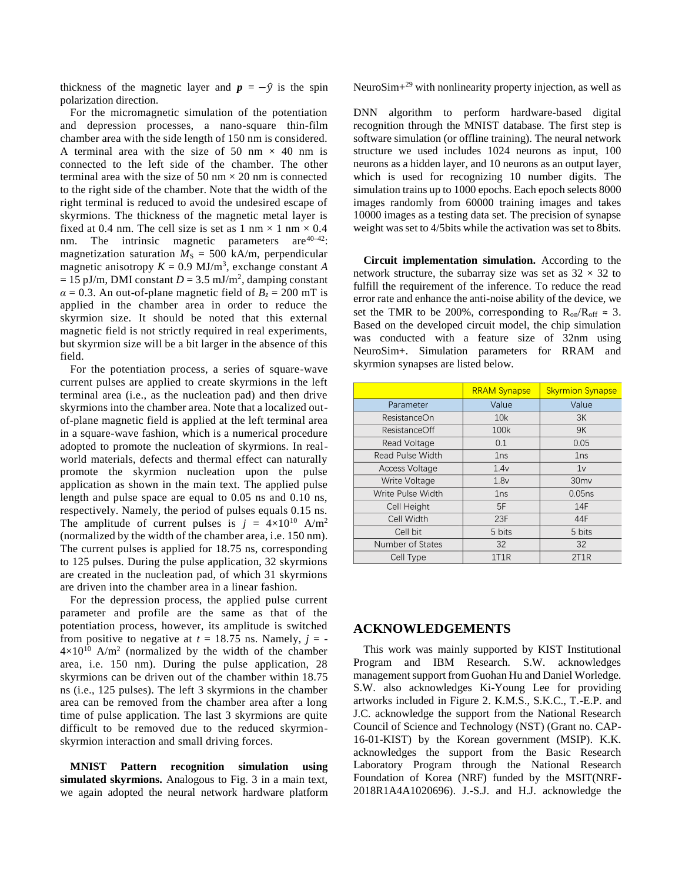thickness of the magnetic layer and $\boldsymbol{p} = -\hat{y}$ is the spin polarization direction.

For the micromagnetic simulation of the potentiation and depression processes, a nano-square thin-film chamber area with the side length of 150 nm is considered. A terminal area with the size of 50 nm × 40 nm is connected to the left side of the chamber. The other terminal area with the size of 50 nm × 20 nm is connected to the right side of the chamber. Note that the width of the right terminal is reduced to avoid the undesired escape of skyrmions. The thickness of the magnetic metal layer is fixed at 0.4 nm. The cell size is set as 1 nm × 1 nm × 0.4 nm. The intrinsic magnetic parameters are[40–42]: magnetization saturation $M_S$ = 500 kA/m, perpendicular magnetic anisotropy $K$ = 0.9 MJ/m$^3$, exchange constant $A$ = 15 pJ/m, DMI constant $D$ = 3.5 mJ/m$^2$, damping constant $\alpha$ = 0.3. An out-of-plane magnetic field of $B_z$ = 200 mT is applied in the chamber area in order to reduce the skyrmion size. It should be noted that this external magnetic field is not strictly required in real experiments, but skyrmion size will be a bit larger in the absence of this field.

For the potentiation process, a series of square-wave current pulses are applied to create skyrmions in the left terminal area (i.e., as the nucleation pad) and then drive skyrmions into the chamber area. Note that a localized out-of-plane magnetic field is applied at the left terminal area in a square-wave fashion, which is a numerical procedure adopted to promote the nucleation of skyrmions. In real-world materials, defects and thermal effect can naturally promote the skyrmion nucleation upon the pulse application as shown in the main text. The applied pulse length and pulse space are equal to 0.05 ns and 0.10 ns, respectively. Namely, the period of pulses equals 0.15 ns. The amplitude of current pulses is $j$ = 4×10$^{10}$ A/m$^2$ (normalized by the width of the chamber area, i.e. 150 nm). The current pulses is applied for 18.75 ns, corresponding to 125 pulses. During the pulse application, 32 skyrmions are created in the nucleation pad, of which 31 skyrmions are driven into the chamber area in a linear fashion.

For the depression process, the applied pulse current parameter and profile are the same as that of the potentiation process, however, its amplitude is switched from positive to negative at $t$ = 18.75 ns. Namely, $j$ = -4×10$^{10}$ A/m$^2$ (normalized by the width of the chamber area, i.e. 150 nm). During the pulse application, 28 skyrmions can be driven out of the chamber within 18.75 ns (i.e., 125 pulses). The left 3 skyrmions in the chamber area can be removed from the chamber area after a long time of pulse application. The last 3 skyrmions are quite difficult to be removed due to the reduced skyrmion-skyrmion interaction and small driving forces.

**MNIST Pattern recognition simulation using simulated skyrmions.** Analogous to Fig. 3 in a main text, we again adopted the neural network hardware platform NeuroSim+[29] with nonlinearity property injection, as well as

DNN algorithm to perform hardware-based digital recognition through the MNIST database. The first step is software simulation (or offline training). The neural network structure we used includes 1024 neurons as input, 100 neurons as a hidden layer, and 10 neurons as an output layer, which is used for recognizing 10 number digits. The simulation trains up to 1000 epochs. Each epoch selects 8000 images randomly from 60000 training images and takes 10000 images as a testing data set. The precision of synapse weight was set to 4/5bits while the activation was set to 8bits.

**Circuit implementation simulation.** According to the network structure, the subarray size was set as 32 × 32 to fulfill the requirement of the inference. To reduce the read error rate and enhance the anti-noise ability of the device, we set the TMR to be 200%, corresponding to $R_{on}/R_{off}$ ≈ 3. Based on the developed circuit model, the chip simulation was conducted with a feature size of 32nm using NeuroSim+. Simulation parameters for RRAM and skyrmion synapses are listed below.

| | RRAM Synapse | Skyrmion Synapse |
|---|---|---|
| Parameter | Value | Value |
| ResistanceOn | 10k | 3K |
| ResistanceOff | 100k | 9K |
| Read Voltage | 0.1 | 0.05 |
| Read Pulse Width | 1ns | 1ns |
| Access Voltage | 1.4v | 1v |
| Write Voltage | 1.8v | 30mv |
| Write Pulse Width | 1ns | 0.05ns |
| Cell Height | 5F | 14F |
| Cell Width | 23F | 44F |
| Cell bit | 5 bits | 5 bits |
| Number of States | 32 | 32 |
| Cell Type | 1T1R | 2T1R |

## ACKNOWLEDGEMENTS

This work was mainly supported by KIST Institutional Program and IBM Research. S.W. acknowledges management support from Guohan Hu and Daniel Worledge. S.W. also acknowledges Ki-Young Lee for providing artworks included in Figure 2. K.M.S., S.K.C., T.-E.P. and J.C. acknowledge the support from the National Research Council of Science and Technology (NST) (Grant no. CAP-16-01-KIST) by the Korean government (MSIP). K.K. acknowledges the support from the Basic Research Laboratory Program through the National Research Foundation of Korea (NRF) funded by the MSIT(NRF-2018R1A4A1020696). J.-S.J. and H.J. acknowledge the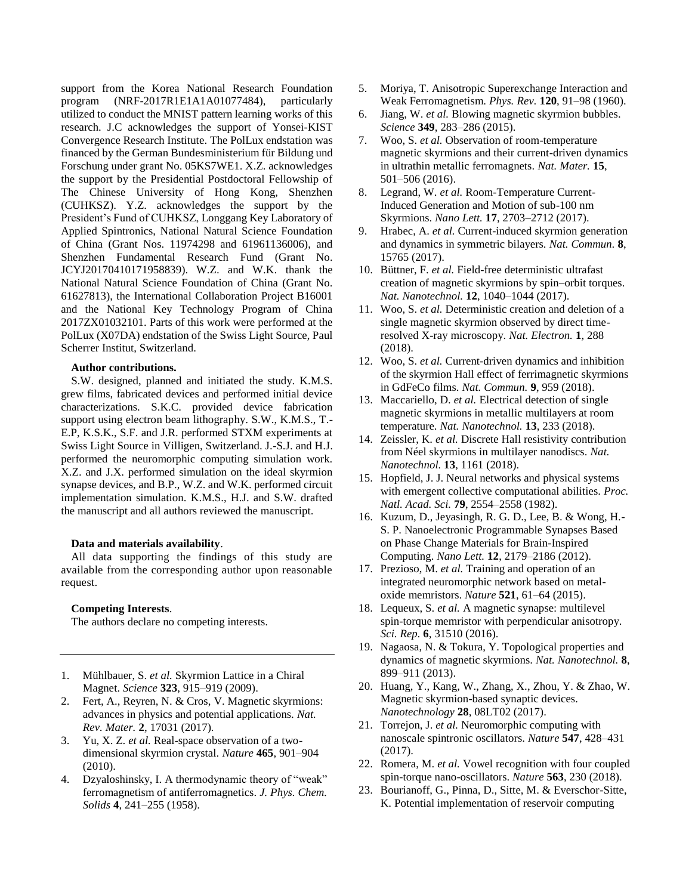support from the Korea National Research Foundation program (NRF-2017R1E1A1A01077484), particularly utilized to conduct the MNIST pattern learning works of this research. J.C acknowledges the support of Yonsei-KIST Convergence Research Institute. The PolLux endstation was financed by the German Bundesministerium für Bildung und Forschung under grant No. 05KS7WE1. X.Z. acknowledges the support by the Presidential Postdoctoral Fellowship of The Chinese University of Hong Kong, Shenzhen (CUHKSZ). Y.Z. acknowledges the support by the President's Fund of CUHKSZ, Longgang Key Laboratory of Applied Spintronics, National Natural Science Foundation of China (Grant Nos. 11974298 and 61961136006), and Shenzhen Fundamental Research Fund (Grant No. JCYJ20170410171958839). W.Z. and W.K. thank the National Natural Science Foundation of China (Grant No. 61627813), the International Collaboration Project B16001 and the National Key Technology Program of China 2017ZX01032101. Parts of this work were performed at the PolLux (X07DA) endstation of the Swiss Light Source, Paul Scherrer Institut, Switzerland.

**Author contributions.**

S.W. designed, planned and initiated the study. K.M.S. grew films, fabricated devices and performed initial device characterizations. S.K.C. provided device fabrication support using electron beam lithography. S.W., K.M.S., T.-E.P, K.S.K., S.F. and J.R. performed STXM experiments at Swiss Light Source in Villigen, Switzerland. J.-S.J. and H.J. performed the neuromorphic computing simulation work. X.Z. and J.X. performed simulation on the ideal skyrmion synapse devices, and B.P., W.Z. and W.K. performed circuit implementation simulation. K.M.S., H.J. and S.W. drafted the manuscript and all authors reviewed the manuscript.

**Data and materials availability**.

All data supporting the findings of this study are available from the corresponding author upon reasonable request.

**Competing Interests**.

The authors declare no competing interests.

---

1. Mühlbauer, S. *et al.* Skyrmion Lattice in a Chiral Magnet. *Science* **323**, 915–919 (2009).
2. Fert, A., Reyren, N. & Cros, V. Magnetic skyrmions: advances in physics and potential applications. *Nat. Rev. Mater.* **2**, 17031 (2017).
3. Yu, X. Z. *et al.* Real-space observation of a two-dimensional skyrmion crystal. *Nature* **465**, 901–904 (2010).
4. Dzyaloshinsky, I. A thermodynamic theory of "weak" ferromagnetism of antiferromagnetics. *J. Phys. Chem. Solids* **4**, 241–255 (1958).
5. Moriya, T. Anisotropic Superexchange Interaction and Weak Ferromagnetism. *Phys. Rev.* **120**, 91–98 (1960).
6. Jiang, W. *et al.* Blowing magnetic skyrmion bubbles. *Science* **349**, 283–286 (2015).
7. Woo, S. *et al.* Observation of room-temperature magnetic skyrmions and their current-driven dynamics in ultrathin metallic ferromagnets. *Nat. Mater.* **15**, 501–506 (2016).
8. Legrand, W. *et al.* Room-Temperature Current-Induced Generation and Motion of sub-100 nm Skyrmions. *Nano Lett.* **17**, 2703–2712 (2017).
9. Hrabec, A. *et al.* Current-induced skyrmion generation and dynamics in symmetric bilayers. *Nat. Commun.* **8**, 15765 (2017).
10. Büttner, F. *et al.* Field-free deterministic ultrafast creation of magnetic skyrmions by spin–orbit torques. *Nat. Nanotechnol.* **12**, 1040–1044 (2017).
11. Woo, S. *et al.* Deterministic creation and deletion of a single magnetic skyrmion observed by direct time-resolved X-ray microscopy. *Nat. Electron.* **1**, 288 (2018).
12. Woo, S. *et al.* Current-driven dynamics and inhibition of the skyrmion Hall effect of ferrimagnetic skyrmions in GdFeCo films. *Nat. Commun.* **9**, 959 (2018).
13. Maccariello, D. *et al.* Electrical detection of single magnetic skyrmions in metallic multilayers at room temperature. *Nat. Nanotechnol.* **13**, 233 (2018).
14. Zeissler, K. *et al.* Discrete Hall resistivity contribution from Néel skyrmions in multilayer nanodiscs. *Nat. Nanotechnol.* **13**, 1161 (2018).
15. Hopfield, J. J. Neural networks and physical systems with emergent collective computational abilities. *Proc. Natl. Acad. Sci.* **79**, 2554–2558 (1982).
16. Kuzum, D., Jeyasingh, R. G. D., Lee, B. & Wong, H.-S. P. Nanoelectronic Programmable Synapses Based on Phase Change Materials for Brain-Inspired Computing. *Nano Lett.* **12**, 2179–2186 (2012).
17. Prezioso, M. *et al.* Training and operation of an integrated neuromorphic network based on metal-oxide memristors. *Nature* **521**, 61–64 (2015).
18. Lequeux, S. *et al.* A magnetic synapse: multilevel spin-torque memristor with perpendicular anisotropy. *Sci. Rep.* **6**, 31510 (2016).
19. Nagaosa, N. & Tokura, Y. Topological properties and dynamics of magnetic skyrmions. *Nat. Nanotechnol.* **8**, 899–911 (2013).
20. Huang, Y., Kang, W., Zhang, X., Zhou, Y. & Zhao, W. Magnetic skyrmion-based synaptic devices. *Nanotechnology* **28**, 08LT02 (2017).
21. Torrejon, J. *et al.* Neuromorphic computing with nanoscale spintronic oscillators. *Nature* **547**, 428–431 (2017).
22. Romera, M. *et al.* Vowel recognition with four coupled spin-torque nano-oscillators. *Nature* **563**, 230 (2018).
23. Bourianoff, G., Pinna, D., Sitte, M. & Everschor-Sitte, K. Potential implementation of reservoir computing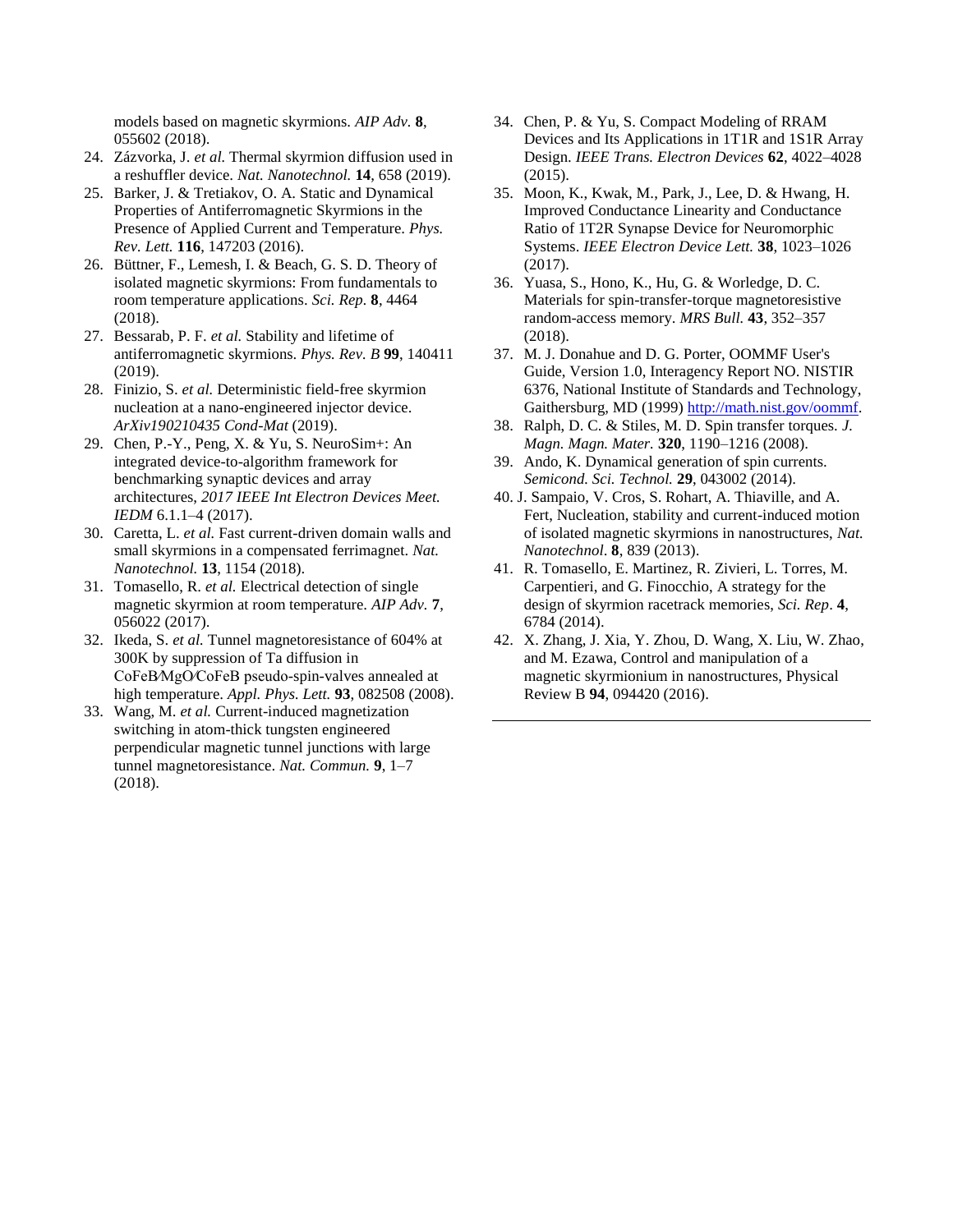models based on magnetic skyrmions. *AIP Adv.* **8**, 055602 (2018).

24. Zázvorka, J. *et al.* Thermal skyrmion diffusion used in a reshuffler device. *Nat. Nanotechnol.* **14**, 658 (2019).
25. Barker, J. & Tretiakov, O. A. Static and Dynamical Properties of Antiferromagnetic Skyrmions in the Presence of Applied Current and Temperature. *Phys. Rev. Lett.* **116**, 147203 (2016).
26. Büttner, F., Lemesh, I. & Beach, G. S. D. Theory of isolated magnetic skyrmions: From fundamentals to room temperature applications. *Sci. Rep.* **8**, 4464 (2018).
27. Bessarab, P. F. *et al.* Stability and lifetime of antiferromagnetic skyrmions. *Phys. Rev. B* **99**, 140411 (2019).
28. Finizio, S. *et al.* Deterministic field-free skyrmion nucleation at a nano-engineered injector device. *ArXiv190210435 Cond-Mat* (2019).
29. Chen, P.-Y., Peng, X. & Yu, S. NeuroSim+: An integrated device-to-algorithm framework for benchmarking synaptic devices and array architectures, *2017 IEEE Int Electron Devices Meet. IEDM* 6.1.1–4 (2017).
30. Caretta, L. *et al.* Fast current-driven domain walls and small skyrmions in a compensated ferrimagnet. *Nat. Nanotechnol.* **13**, 1154 (2018).
31. Tomasello, R. *et al.* Electrical detection of single magnetic skyrmion at room temperature. *AIP Adv.* **7**, 056022 (2017).
32. Ikeda, S. *et al.* Tunnel magnetoresistance of 604% at 300K by suppression of Ta diffusion in CoFeB/MgO/CoFeB pseudo-spin-valves annealed at high temperature. *Appl. Phys. Lett.* **93**, 082508 (2008).
33. Wang, M. *et al.* Current-induced magnetization switching in atom-thick tungsten engineered perpendicular magnetic tunnel junctions with large tunnel magnetoresistance. *Nat. Commun.* **9**, 1–7 (2018).
34. Chen, P. & Yu, S. Compact Modeling of RRAM Devices and Its Applications in 1T1R and 1S1R Array Design. *IEEE Trans. Electron Devices* **62**, 4022–4028 (2015).
35. Moon, K., Kwak, M., Park, J., Lee, D. & Hwang, H. Improved Conductance Linearity and Conductance Ratio of 1T2R Synapse Device for Neuromorphic Systems. *IEEE Electron Device Lett.* **38**, 1023–1026 (2017).
36. Yuasa, S., Hono, K., Hu, G. & Worledge, D. C. Materials for spin-transfer-torque magnetoresistive random-access memory. *MRS Bull.* **43**, 352–357 (2018).
37. M. J. Donahue and D. G. Porter, OOMMF User's Guide, Version 1.0, Interagency Report NO. NISTIR 6376, National Institute of Standards and Technology, Gaithersburg, MD (1999) http://math.nist.gov/oommf.
38. Ralph, D. C. & Stiles, M. D. Spin transfer torques. *J. Magn. Magn. Mater.* **320**, 1190–1216 (2008).
39. Ando, K. Dynamical generation of spin currents. *Semicond. Sci. Technol.* **29**, 043002 (2014).
40. J. Sampaio, V. Cros, S. Rohart, A. Thiaville, and A. Fert, Nucleation, stability and current-induced motion of isolated magnetic skyrmions in nanostructures, *Nat. Nanotechnol*. **8**, 839 (2013).
41. R. Tomasello, E. Martinez, R. Zivieri, L. Torres, M. Carpentieri, and G. Finocchio, A strategy for the design of skyrmion racetrack memories, *Sci. Rep*. **4**, 6784 (2014).
42. X. Zhang, J. Xia, Y. Zhou, D. Wang, X. Liu, W. Zhao, and M. Ezawa, Control and manipulation of a magnetic skyrmionium in nanostructures, Physical Review B **94**, 094420 (2016).